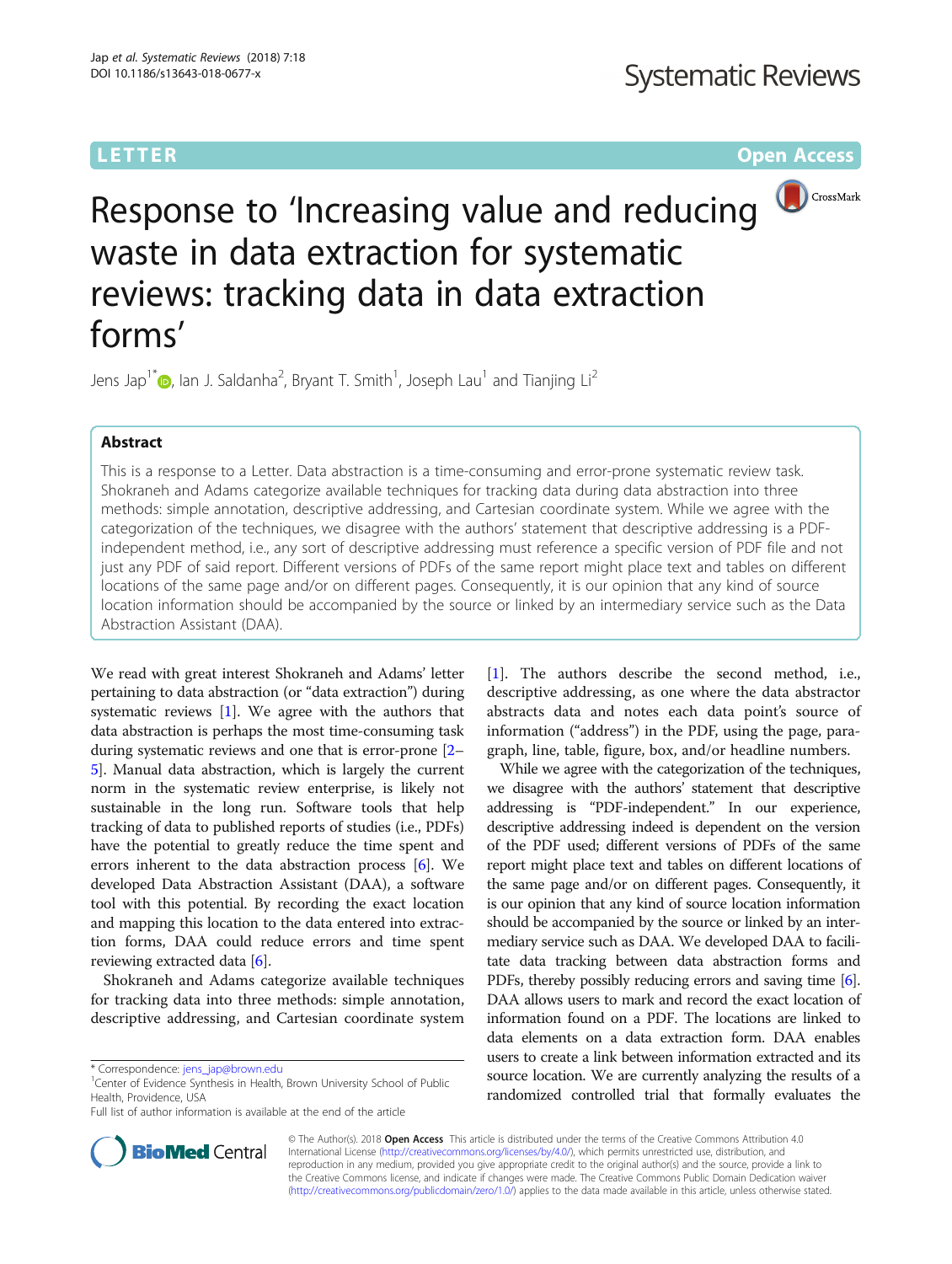LETTER Open Access

# Response to 'Increasing value and reducing waste in data extraction for systematic reviews: tracking data in data extraction forms'

Jens Jap[1*], Ian J. Saldanha[2], Bryant T. Smith[1], Joseph Lau[1] and Tianjing Li[2]

## Abstract

This is a response to a Letter. Data abstraction is a time-consuming and error-prone systematic review task. Shokraneh and Adams categorize available techniques for tracking data during data abstraction into three methods: simple annotation, descriptive addressing, and Cartesian coordinate system. While we agree with the categorization of the techniques, we disagree with the authors' statement that descriptive addressing is a PDF-independent method, i.e., any sort of descriptive addressing must reference a specific version of PDF file and not just any PDF of said report. Different versions of PDFs of the same report might place text and tables on different locations of the same page and/or on different pages. Consequently, it is our opinion that any kind of source location information should be accompanied by the source or linked by an intermediary service such as the Data Abstraction Assistant (DAA).

We read with great interest Shokraneh and Adams' letter pertaining to data abstraction (or "data extraction") during systematic reviews [1]. We agree with the authors that data abstraction is perhaps the most time-consuming task during systematic reviews and one that is error-prone [2–5]. Manual data abstraction, which is largely the current norm in the systematic review enterprise, is likely not sustainable in the long run. Software tools that help tracking of data to published reports of studies (i.e., PDFs) have the potential to greatly reduce the time spent and errors inherent to the data abstraction process [6]. We developed Data Abstraction Assistant (DAA), a software tool with this potential. By recording the exact location and mapping this location to the data entered into extraction forms, DAA could reduce errors and time spent reviewing extracted data [6].

Shokraneh and Adams categorize available techniques for tracking data into three methods: simple annotation, descriptive addressing, and Cartesian coordinate system [1]. The authors describe the second method, i.e., descriptive addressing, as one where the data abstractor abstracts data and notes each data point's source of information ("address") in the PDF, using the page, paragraph, line, table, figure, box, and/or headline numbers.

While we agree with the categorization of the techniques, we disagree with the authors' statement that descriptive addressing is "PDF-independent." In our experience, descriptive addressing indeed is dependent on the version of the PDF used; different versions of PDFs of the same report might place text and tables on different locations of the same page and/or on different pages. Consequently, it is our opinion that any kind of source location information should be accompanied by the source or linked by an intermediary service such as DAA. We developed DAA to facilitate data tracking between data abstraction forms and PDFs, thereby possibly reducing errors and saving time [6]. DAA allows users to mark and record the exact location of information found on a PDF. The locations are linked to data elements on a data extraction form. DAA enables users to create a link between information extracted and its source location. We are currently analyzing the results of a randomized controlled trial that formally evaluates the

\* Correspondence: jens_jap@brown.edu
[1]Center of Evidence Synthesis in Health, Brown University School of Public Health, Providence, USA
Full list of author information is available at the end of the article

© The Author(s). 2018 **Open Access** This article is distributed under the terms of the Creative Commons Attribution 4.0 International License (http://creativecommons.org/licenses/by/4.0/), which permits unrestricted use, distribution, and reproduction in any medium, provided you give appropriate credit to the original author(s) and the source, provide a link to the Creative Commons license, and indicate if changes were made. The Creative Commons Public Domain Dedication waiver (http://creativecommons.org/publicdomain/zero/1.0/) applies to the data made available in this article, unless otherwise stated.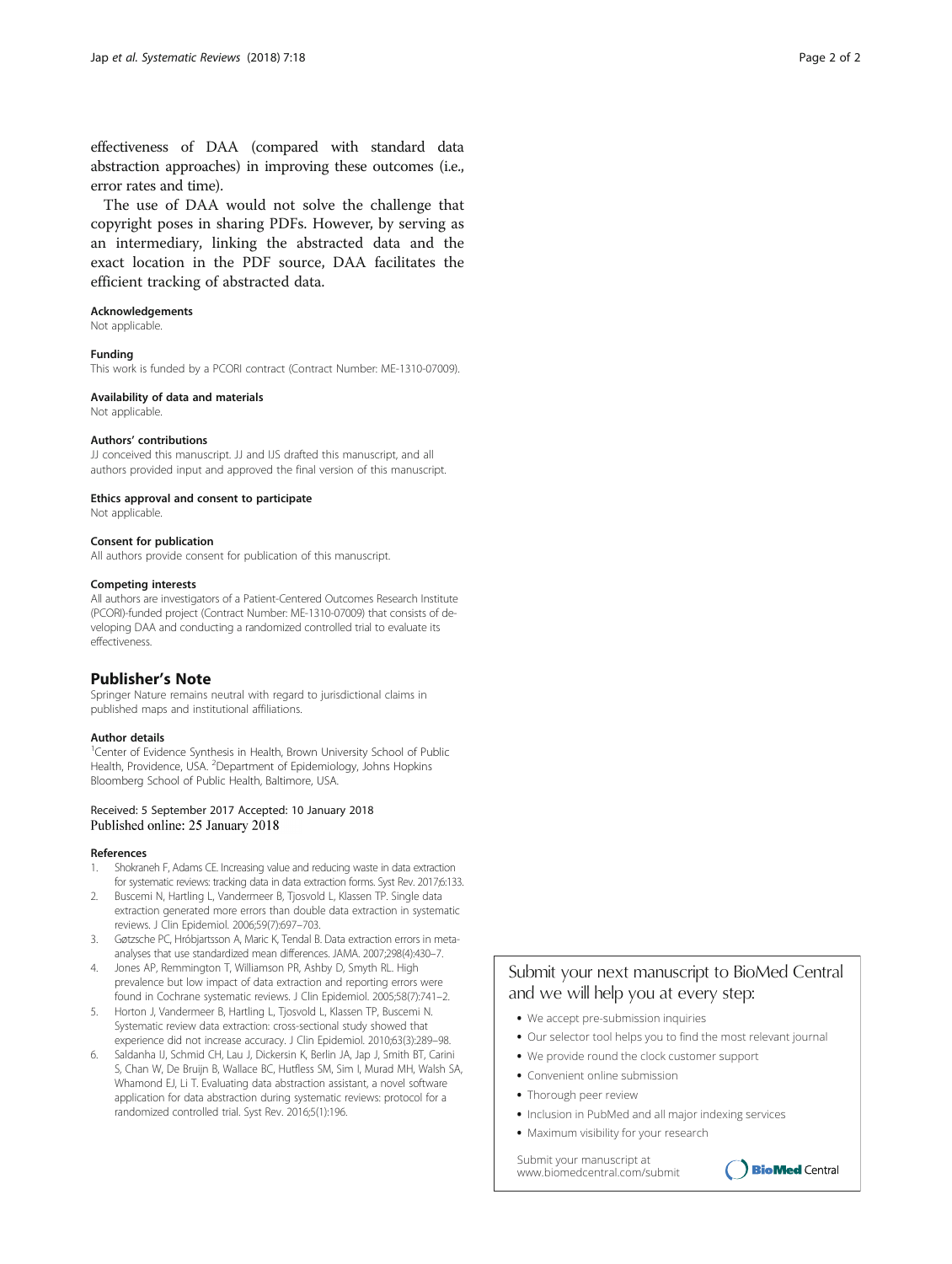effectiveness of DAA (compared with standard data abstraction approaches) in improving these outcomes (i.e., error rates and time).

The use of DAA would not solve the challenge that copyright poses in sharing PDFs. However, by serving as an intermediary, linking the abstracted data and the exact location in the PDF source, DAA facilitates the efficient tracking of abstracted data.

### Acknowledgements

Not applicable.

### Funding

This work is funded by a PCORI contract (Contract Number: ME-1310-07009).

### Availability of data and materials

Not applicable.

### Authors' contributions

JJ conceived this manuscript. JJ and IJS drafted this manuscript, and all authors provided input and approved the final version of this manuscript.

### Ethics approval and consent to participate

Not applicable.

### Consent for publication

All authors provide consent for publication of this manuscript.

### Competing interests

All authors are investigators of a Patient-Centered Outcomes Research Institute (PCORI)-funded project (Contract Number: ME-1310-07009) that consists of developing DAA and conducting a randomized controlled trial to evaluate its effectiveness.

## Publisher's Note

Springer Nature remains neutral with regard to jurisdictional claims in published maps and institutional affiliations.

### Author details

[1]Center of Evidence Synthesis in Health, Brown University School of Public Health, Providence, USA. [2]Department of Epidemiology, Johns Hopkins Bloomberg School of Public Health, Baltimore, USA.

Received: 5 September 2017 Accepted: 10 January 2018
Published online: 25 January 2018

### References

1. Shokraneh F, Adams CE. Increasing value and reducing waste in data extraction for systematic reviews: tracking data in data extraction forms. Syst Rev. 2017;6:133.
2. Buscemi N, Hartling L, Vandermeer B, Tjosvold L, Klassen TP. Single data extraction generated more errors than double data extraction in systematic reviews. J Clin Epidemiol. 2006;59(7):697–703.
3. Gøtzsche PC, Hróbjartsson A, Maric K, Tendal B. Data extraction errors in meta-analyses that use standardized mean differences. JAMA. 2007;298(4):430–7.
4. Jones AP, Remmington T, Williamson PR, Ashby D, Smyth RL. High prevalence but low impact of data extraction and reporting errors were found in Cochrane systematic reviews. J Clin Epidemiol. 2005;58(7):741–2.
5. Horton J, Vandermeer B, Hartling L, Tjosvold L, Klassen TP, Buscemi N. Systematic review data extraction: cross-sectional study showed that experience did not increase accuracy. J Clin Epidemiol. 2010;63(3):289–98.
6. Saldanha IJ, Schmid CH, Lau J, Dickersin K, Berlin JA, Jap J, Smith BT, Carini S, Chan W, De Bruijn B, Wallace BC, Hutfless SM, Sim I, Murad MH, Walsh SA, Whamond EJ, Li T. Evaluating data abstraction assistant, a novel software application for data abstraction during systematic reviews: protocol for a randomized controlled trial. Syst Rev. 2016;5(1):196.

Submit your next manuscript to BioMed Central and we will help you at every step:

- We accept pre-submission inquiries
- Our selector tool helps you to find the most relevant journal
- We provide round the clock customer support
- Convenient online submission
- Thorough peer review
- Inclusion in PubMed and all major indexing services
- Maximum visibility for your research

Submit your manuscript at
www.biomedcentral.com/submit